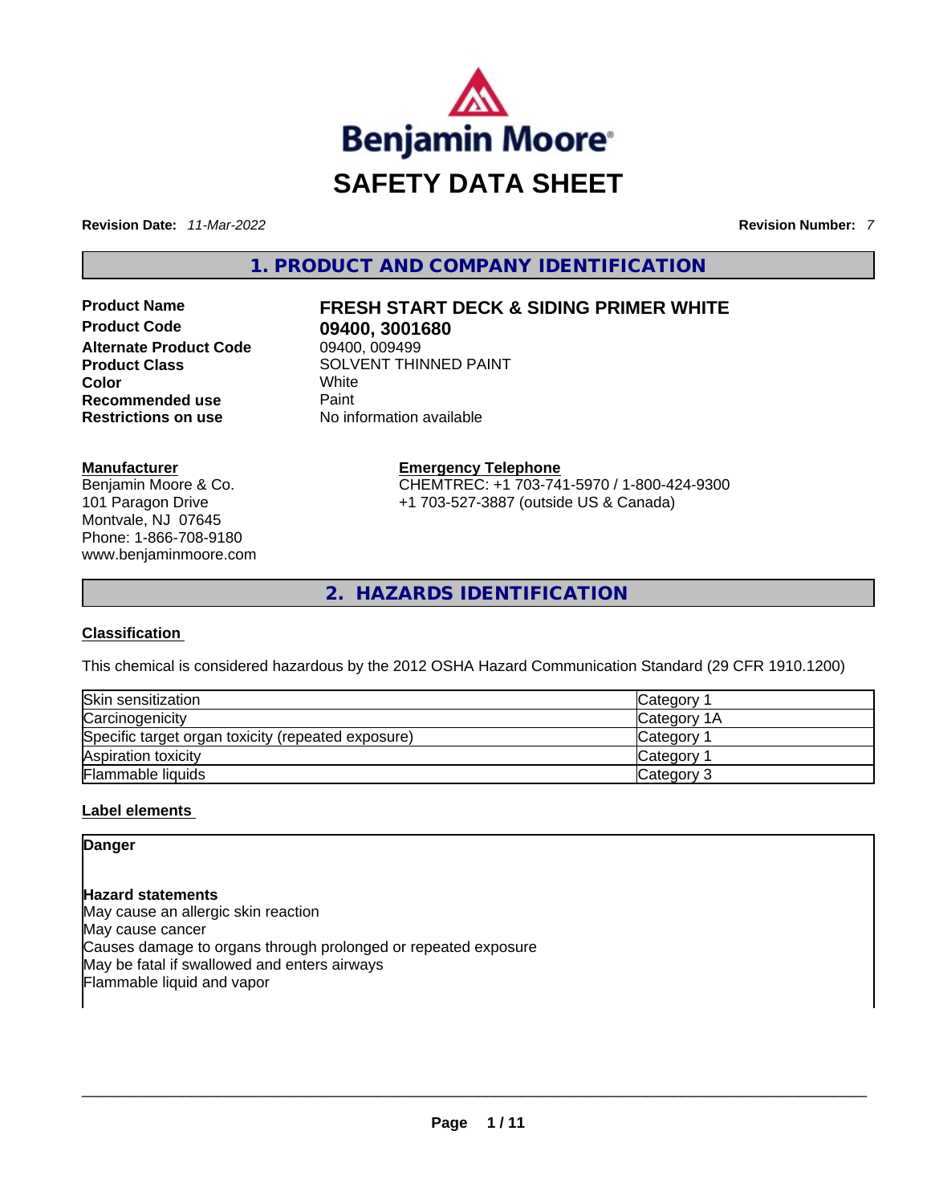Benjamin Moore

# SAFETY DATA SHEET

**Revision Date:** *11-Mar-2022* **Revision Number:** *7*

## 1. PRODUCT AND COMPANY IDENTIFICATION

**Product Name** **FRESH START DECK & SIDING PRIMER WHITE**
**Product Code** **09400, 3001680**
**Alternate Product Code** 09400, 009499
**Product Class** SOLVENT THINNED PAINT
**Color** White
**Recommended use** Paint
**Restrictions on use** No information available

**Manufacturer**
Benjamin Moore & Co.
101 Paragon Drive
Montvale, NJ 07645
Phone: 1-866-708-9180
www.benjaminmoore.com

**Emergency Telephone**
CHEMTREC: +1 703-741-5970 / 1-800-424-9300
+1 703-527-3887 (outside US & Canada)

## 2. HAZARDS IDENTIFICATION

**Classification**

This chemical is considered hazardous by the 2012 OSHA Hazard Communication Standard (29 CFR 1910.1200)

| | |
|---|---|
| Skin sensitization | Category 1 |
| Carcinogenicity | Category 1A |
| Specific target organ toxicity (repeated exposure) | Category 1 |
| Aspiration toxicity | Category 1 |
| Flammable liquids | Category 3 |

**Label elements**

**Danger**

**Hazard statements**
May cause an allergic skin reaction
May cause cancer
Causes damage to organs through prolonged or repeated exposure
May be fatal if swallowed and enters airways
Flammable liquid and vapor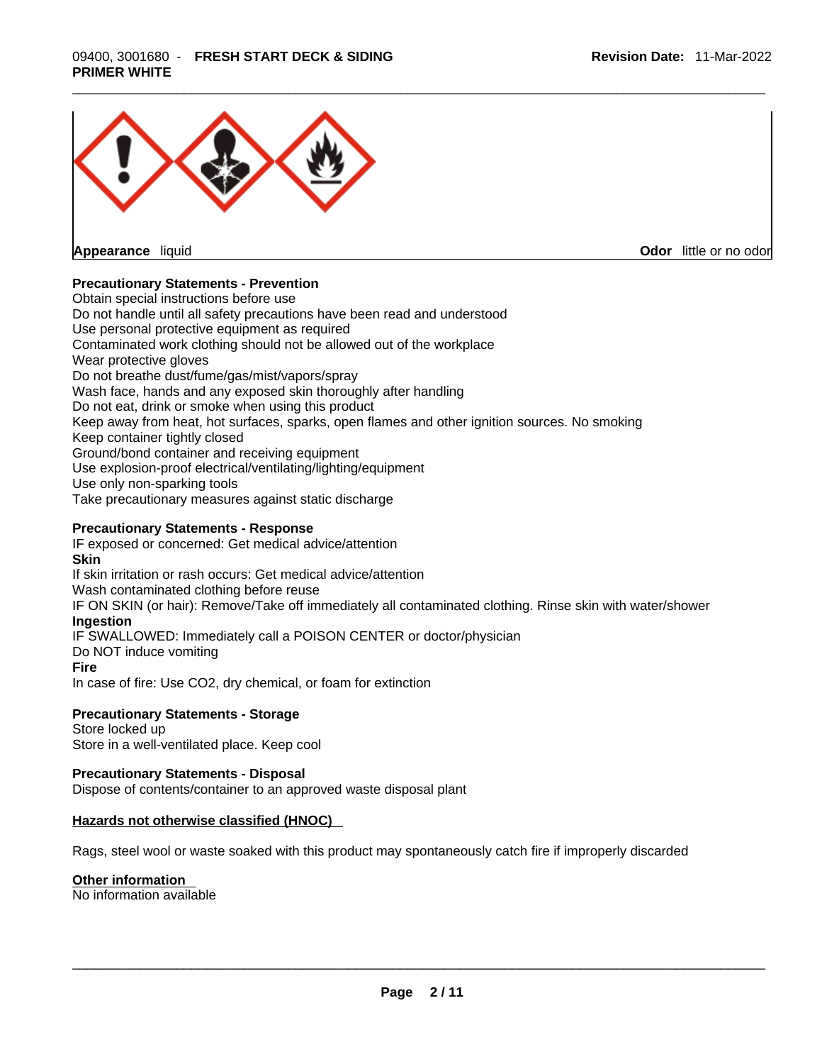**Appearance** liquid **Odor** little or no odor

**Precautionary Statements - Prevention**

Obtain special instructions before use
Do not handle until all safety precautions have been read and understood
Use personal protective equipment as required
Contaminated work clothing should not be allowed out of the workplace
Wear protective gloves
Do not breathe dust/fume/gas/mist/vapors/spray
Wash face, hands and any exposed skin thoroughly after handling
Do not eat, drink or smoke when using this product
Keep away from heat, hot surfaces, sparks, open flames and other ignition sources. No smoking
Keep container tightly closed
Ground/bond container and receiving equipment
Use explosion-proof electrical/ventilating/lighting/equipment
Use only non-sparking tools
Take precautionary measures against static discharge

**Precautionary Statements - Response**

IF exposed or concerned: Get medical advice/attention

**Skin**

If skin irritation or rash occurs: Get medical advice/attention
Wash contaminated clothing before reuse
IF ON SKIN (or hair): Remove/Take off immediately all contaminated clothing. Rinse skin with water/shower

**Ingestion**

IF SWALLOWED: Immediately call a POISON CENTER or doctor/physician
Do NOT induce vomiting

**Fire**

In case of fire: Use $CO_2$, dry chemical, or foam for extinction

**Precautionary Statements - Storage**

Store locked up
Store in a well-ventilated place. Keep cool

**Precautionary Statements - Disposal**

Dispose of contents/container to an approved waste disposal plant

**Hazards not otherwise classified (HNOC)**

Rags, steel wool or waste soaked with this product may spontaneously catch fire if improperly discarded

**Other information**

No information available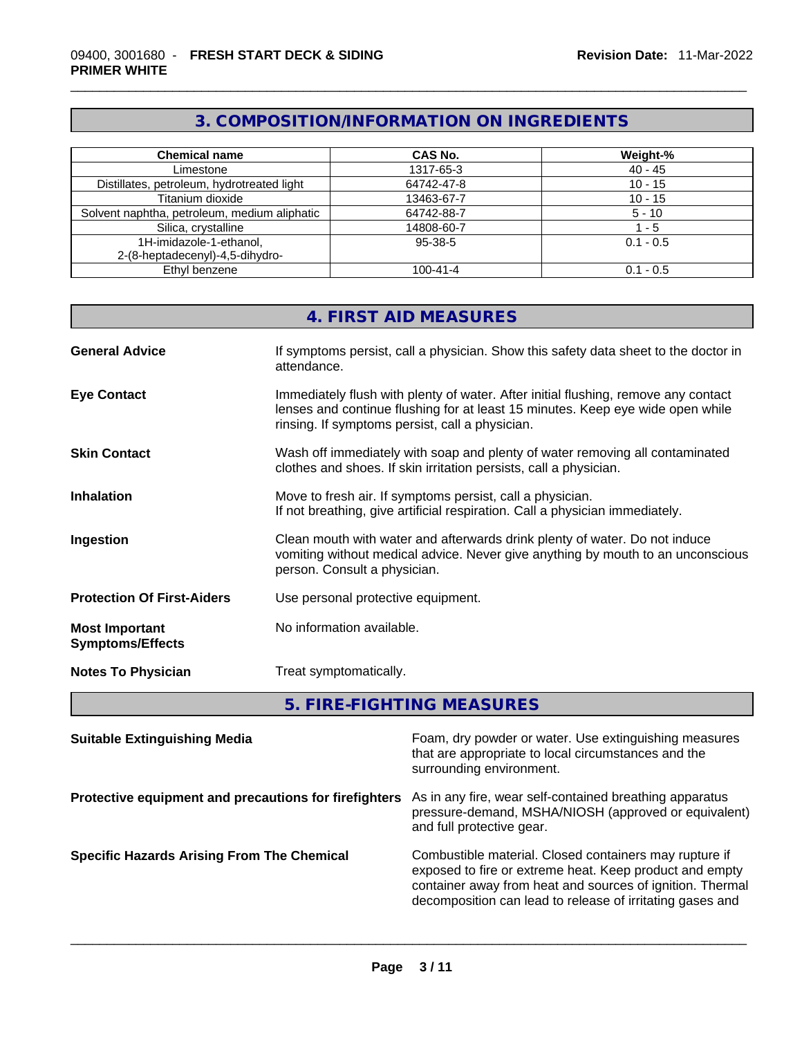## 3. COMPOSITION/INFORMATION ON INGREDIENTS

| Chemical name | CAS No. | Weight-% |
|---|---|---|
| Limestone | 1317-65-3 | 40 - 45 |
| Distillates, petroleum, hydrotreated light | 64742-47-8 | 10 - 15 |
| Titanium dioxide | 13463-67-7 | 10 - 15 |
| Solvent naphtha, petroleum, medium aliphatic | 64742-88-7 | 5 - 10 |
| Silica, crystalline | 14808-60-7 | 1 - 5 |
| 1H-imidazole-1-ethanol, 2-(8-heptadecenyl)-4,5-dihydro- | 95-38-5 | 0.1 - 0.5 |
| Ethyl benzene | 100-41-4 | 0.1 - 0.5 |

## 4. FIRST AID MEASURES

**General Advice** If symptoms persist, call a physician. Show this safety data sheet to the doctor in attendance.

**Eye Contact** Immediately flush with plenty of water. After initial flushing, remove any contact lenses and continue flushing for at least 15 minutes. Keep eye wide open while rinsing. If symptoms persist, call a physician.

**Skin Contact** Wash off immediately with soap and plenty of water removing all contaminated clothes and shoes. If skin irritation persists, call a physician.

**Inhalation** Move to fresh air. If symptoms persist, call a physician.
If not breathing, give artificial respiration. Call a physician immediately.

**Ingestion** Clean mouth with water and afterwards drink plenty of water. Do not induce vomiting without medical advice. Never give anything by mouth to an unconscious person. Consult a physician.

**Protection Of First-Aiders** Use personal protective equipment.

**Most Important Symptoms/Effects** No information available.

**Notes To Physician** Treat symptomatically.

## 5. FIRE-FIGHTING MEASURES

**Suitable Extinguishing Media** Foam, dry powder or water. Use extinguishing measures that are appropriate to local circumstances and the surrounding environment.

**Protective equipment and precautions for firefighters** As in any fire, wear self-contained breathing apparatus pressure-demand, MSHA/NIOSH (approved or equivalent) and full protective gear.

**Specific Hazards Arising From The Chemical** Combustible material. Closed containers may rupture if exposed to fire or extreme heat. Keep product and empty container away from heat and sources of ignition. Thermal decomposition can lead to release of irritating gases and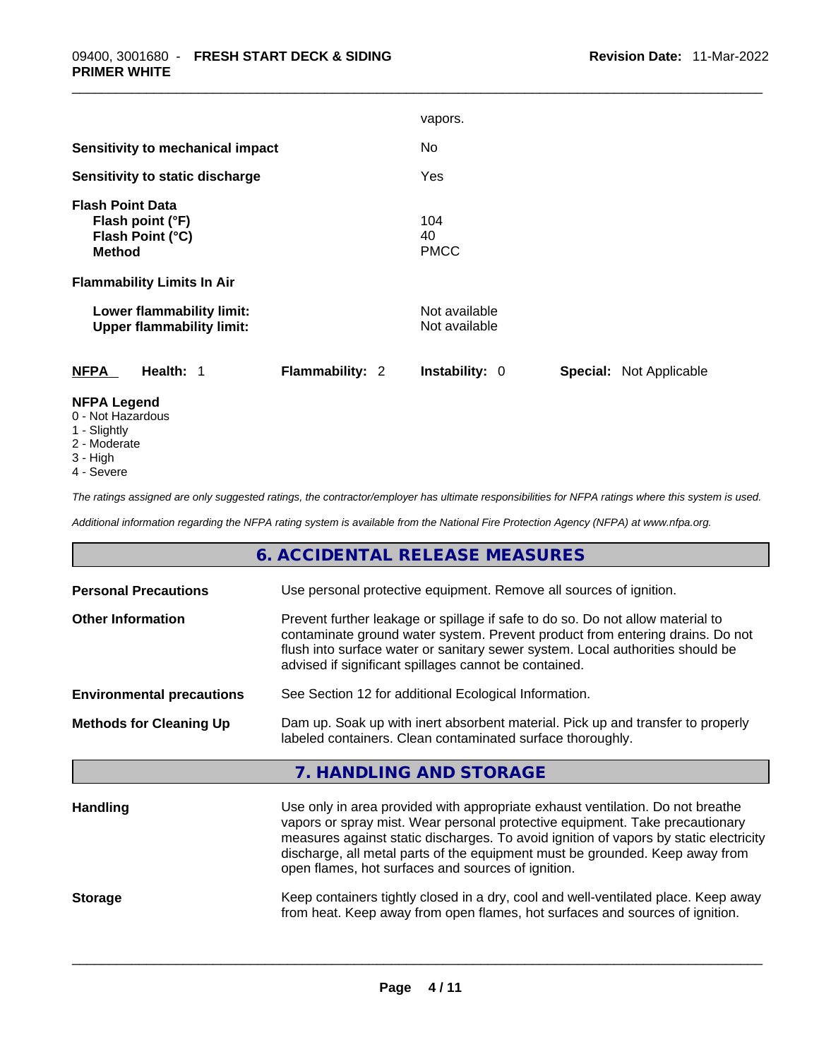vapors.

| | |
|---|---|
| **Sensitivity to mechanical impact** | No |
| **Sensitivity to static discharge** | Yes |

**Flash Point Data**

| | |
|---|---|
| **Flash point (°F)** | 104 |
| **Flash Point (°C)** | 40 |
| **Method** | PMCC |

**Flammability Limits In Air**

| | |
|---|---|
| **Lower flammability limit:** | Not available |
| **Upper flammability limit:** | Not available |

| NFPA | Health: 1 | Flammability: 2 | Instability: 0 | Special: Not Applicable |
|---|---|---|---|---|

**NFPA Legend**
0 - Not Hazardous
1 - Slightly
2 - Moderate
3 - High
4 - Severe

*The ratings assigned are only suggested ratings, the contractor/employer has ultimate responsibilities for NFPA ratings where this system is used.*

*Additional information regarding the NFPA rating system is available from the National Fire Protection Agency (NFPA) at www.nfpa.org.*

## 6. ACCIDENTAL RELEASE MEASURES

| | |
|---|---|
| **Personal Precautions** | Use personal protective equipment. Remove all sources of ignition. |
| **Other Information** | Prevent further leakage or spillage if safe to do so. Do not allow material to contaminate ground water system. Prevent product from entering drains. Do not flush into surface water or sanitary sewer system. Local authorities should be advised if significant spillages cannot be contained. |
| **Environmental precautions** | See Section 12 for additional Ecological Information. |
| **Methods for Cleaning Up** | Dam up. Soak up with inert absorbent material. Pick up and transfer to properly labeled containers. Clean contaminated surface thoroughly. |

## 7. HANDLING AND STORAGE

| | |
|---|---|
| **Handling** | Use only in area provided with appropriate exhaust ventilation. Do not breathe vapors or spray mist. Wear personal protective equipment. Take precautionary measures against static discharges. To avoid ignition of vapors by static electricity discharge, all metal parts of the equipment must be grounded. Keep away from open flames, hot surfaces and sources of ignition. |
| **Storage** | Keep containers tightly closed in a dry, cool and well-ventilated place. Keep away from heat. Keep away from open flames, hot surfaces and sources of ignition. |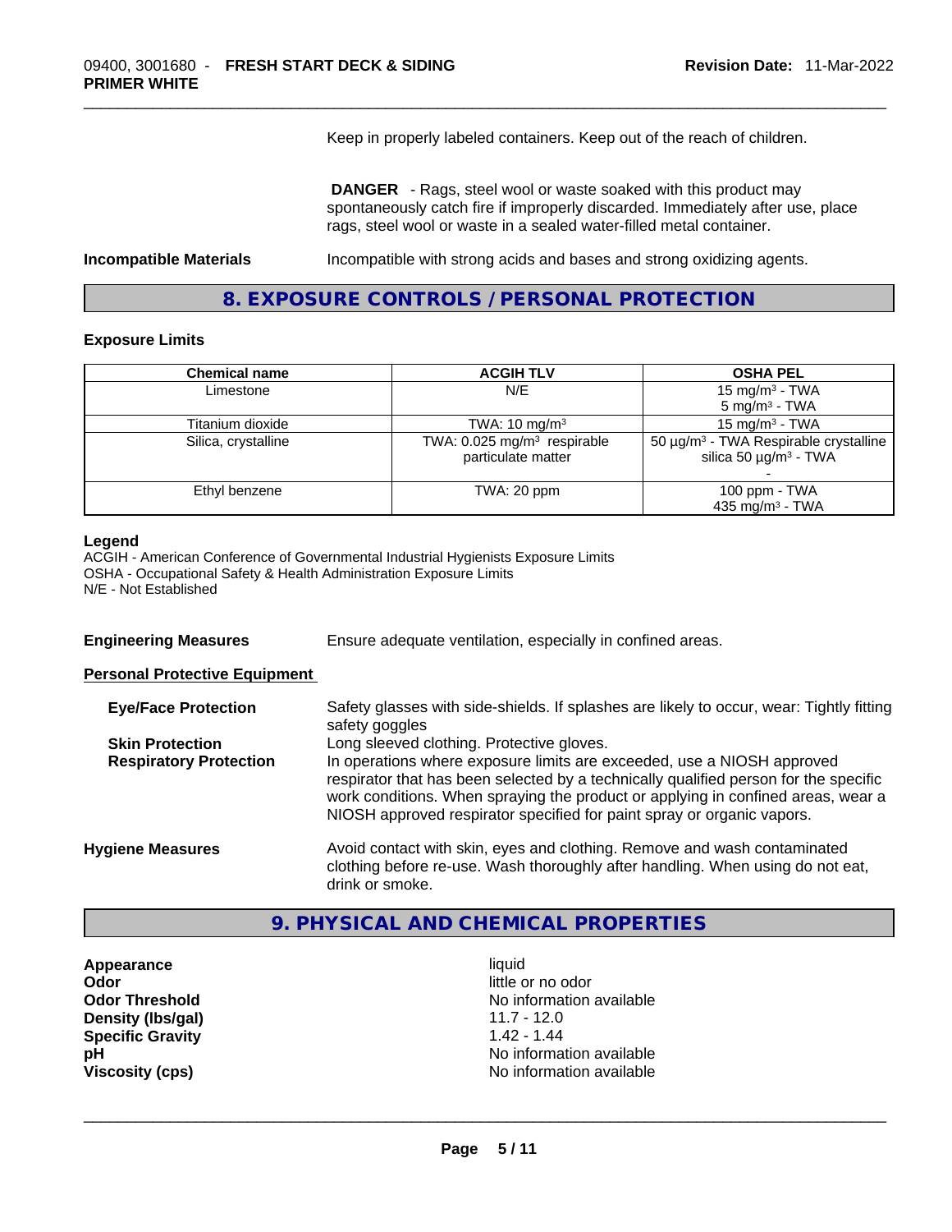Keep in properly labeled containers. Keep out of the reach of children.

**DANGER** - Rags, steel wool or waste soaked with this product may spontaneously catch fire if improperly discarded. Immediately after use, place rags, steel wool or waste in a sealed water-filled metal container.

**Incompatible Materials** Incompatible with strong acids and bases and strong oxidizing agents.

## 8. EXPOSURE CONTROLS / PERSONAL PROTECTION

### Exposure Limits

| Chemical name | ACGIH TLV | OSHA PEL |
|---|---|---|
| Limestone | N/E | 15 mg/m³ - TWA<br>5 mg/m³ - TWA |
| Titanium dioxide | TWA: 10 mg/m³ | 15 mg/m³ - TWA |
| Silica, crystalline | TWA: 0.025 mg/m³ respirable particulate matter | 50 µg/m³ - TWA Respirable crystalline silica 50 µg/m³ - TWA<br>- |
| Ethyl benzene | TWA: 20 ppm | 100 ppm - TWA<br>435 mg/m³ - TWA |

**Legend**
ACGIH - American Conference of Governmental Industrial Hygienists Exposure Limits
OSHA - Occupational Safety & Health Administration Exposure Limits
N/E - Not Established

**Engineering Measures** Ensure adequate ventilation, especially in confined areas.

**Personal Protective Equipment**

**Eye/Face Protection** Safety glasses with side-shields. If splashes are likely to occur, wear: Tightly fitting safety goggles

**Skin Protection** Long sleeved clothing. Protective gloves.

**Respiratory Protection** In operations where exposure limits are exceeded, use a NIOSH approved respirator that has been selected by a technically qualified person for the specific work conditions. When spraying the product or applying in confined areas, wear a NIOSH approved respirator specified for paint spray or organic vapors.

**Hygiene Measures** Avoid contact with skin, eyes and clothing. Remove and wash contaminated clothing before re-use. Wash thoroughly after handling. When using do not eat, drink or smoke.

## 9. PHYSICAL AND CHEMICAL PROPERTIES

| | |
|---|---|
| **Appearance** | liquid |
| **Odor** | little or no odor |
| **Odor Threshold** | No information available |
| **Density (lbs/gal)** | 11.7 - 12.0 |
| **Specific Gravity** | 1.42 - 1.44 |
| **pH** | No information available |
| **Viscosity (cps)** | No information available |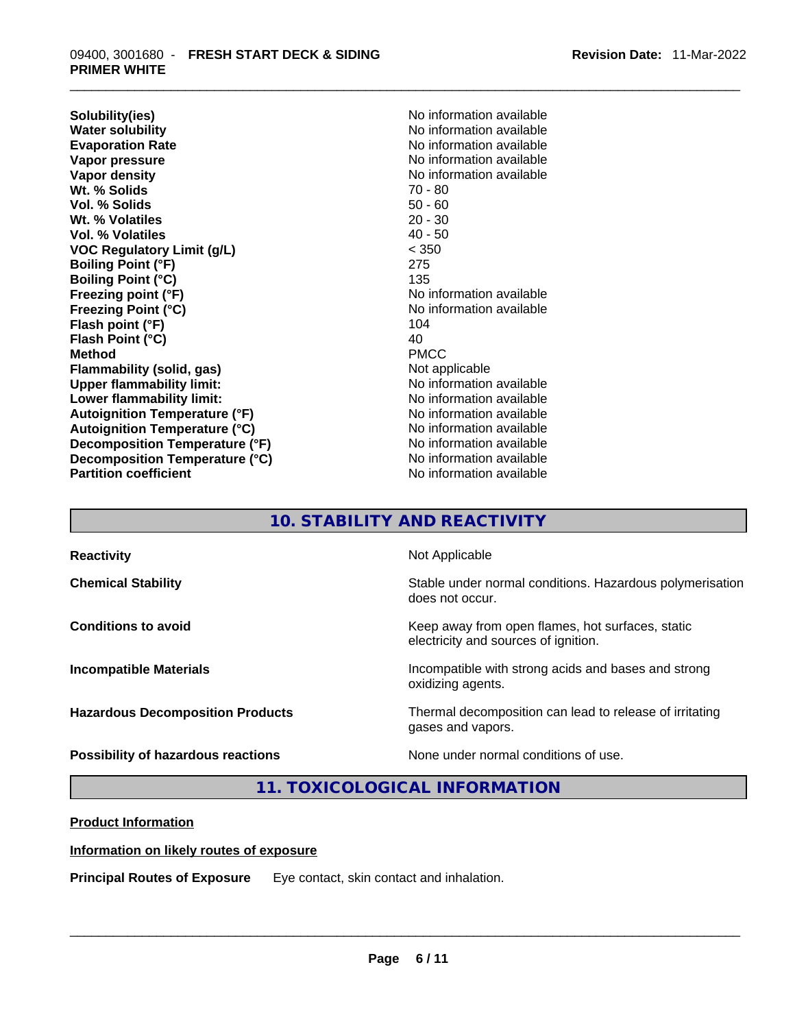| | |
|---|---|
| **Solubility(ies)** | No information available |
| **Water solubility** | No information available |
| **Evaporation Rate** | No information available |
| **Vapor pressure** | No information available |
| **Vapor density** | No information available |
| **Wt. % Solids** | 70 - 80 |
| **Vol. % Solids** | 50 - 60 |
| **Wt. % Volatiles** | 20 - 30 |
| **Vol. % Volatiles** | 40 - 50 |
| **VOC Regulatory Limit (g/L)** | < 350 |
| **Boiling Point (°F)** | 275 |
| **Boiling Point (°C)** | 135 |
| **Freezing point (°F)** | No information available |
| **Freezing Point (°C)** | No information available |
| **Flash point (°F)** | 104 |
| **Flash Point (°C)** | 40 |
| **Method** | PMCC |
| **Flammability (solid, gas)** | Not applicable |
| **Upper flammability limit:** | No information available |
| **Lower flammability limit:** | No information available |
| **Autoignition Temperature (°F)** | No information available |
| **Autoignition Temperature (°C)** | No information available |
| **Decomposition Temperature (°F)** | No information available |
| **Decomposition Temperature (°C)** | No information available |
| **Partition coefficient** | No information available |

## 10. STABILITY AND REACTIVITY

| | |
|---|---|
| **Reactivity** | Not Applicable |
| **Chemical Stability** | Stable under normal conditions. Hazardous polymerisation does not occur. |
| **Conditions to avoid** | Keep away from open flames, hot surfaces, static electricity and sources of ignition. |
| **Incompatible Materials** | Incompatible with strong acids and bases and strong oxidizing agents. |
| **Hazardous Decomposition Products** | Thermal decomposition can lead to release of irritating gases and vapors. |
| **Possibility of hazardous reactions** | None under normal conditions of use. |

## 11. TOXICOLOGICAL INFORMATION

**Product Information**

**Information on likely routes of exposure**

**Principal Routes of Exposure** Eye contact, skin contact and inhalation.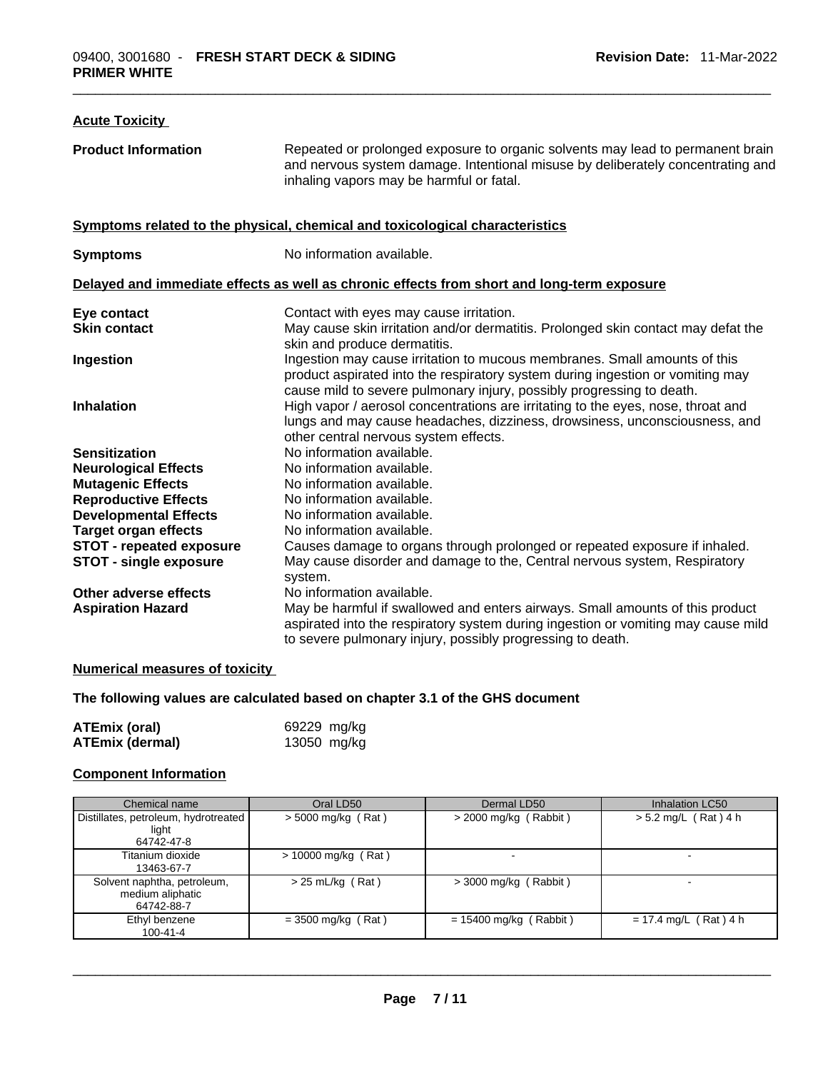### Acute Toxicity

**Product Information** Repeated or prolonged exposure to organic solvents may lead to permanent brain and nervous system damage. Intentional misuse by deliberately concentrating and inhaling vapors may be harmful or fatal.

### Symptoms related to the physical, chemical and toxicological characteristics

**Symptoms** No information available.

### Delayed and immediate effects as well as chronic effects from short and long-term exposure

**Eye contact** Contact with eyes may cause irritation.

**Skin contact** May cause skin irritation and/or dermatitis. Prolonged skin contact may defat the skin and produce dermatitis.

**Ingestion** Ingestion may cause irritation to mucous membranes. Small amounts of this product aspirated into the respiratory system during ingestion or vomiting may cause mild to severe pulmonary injury, possibly progressing to death.

**Inhalation** High vapor / aerosol concentrations are irritating to the eyes, nose, throat and lungs and may cause headaches, dizziness, drowsiness, unconsciousness, and other central nervous system effects.

**Sensitization** No information available.

**Neurological Effects** No information available.

**Mutagenic Effects** No information available.

**Reproductive Effects** No information available.

**Developmental Effects** No information available.

**Target organ effects** No information available.

**STOT - repeated exposure** Causes damage to organs through prolonged or repeated exposure if inhaled.

**STOT - single exposure** May cause disorder and damage to the, Central nervous system, Respiratory system.

**Other adverse effects** No information available.

**Aspiration Hazard** May be harmful if swallowed and enters airways. Small amounts of this product aspirated into the respiratory system during ingestion or vomiting may cause mild to severe pulmonary injury, possibly progressing to death.

### Numerical measures of toxicity

**The following values are calculated based on chapter 3.1 of the GHS document**

**ATEmix (oral)** 69229 mg/kg

**ATEmix (dermal)** 13050 mg/kg

### Component Information

| Chemical name | Oral LD50 | Dermal LD50 | Inhalation LC50 |
|---|---|---|---|
| Distillates, petroleum, hydrotreated light<br>64742-47-8 | > 5000 mg/kg ( Rat ) | > 2000 mg/kg ( Rabbit ) | > 5.2 mg/L ( Rat ) 4 h |
| Titanium dioxide<br>13463-67-7 | > 10000 mg/kg ( Rat ) | - | - |
| Solvent naphtha, petroleum, medium aliphatic<br>64742-88-7 | > 25 mL/kg ( Rat ) | > 3000 mg/kg ( Rabbit ) | - |
| Ethyl benzene<br>100-41-4 | = 3500 mg/kg ( Rat ) | = 15400 mg/kg ( Rabbit ) | = 17.4 mg/L ( Rat ) 4 h |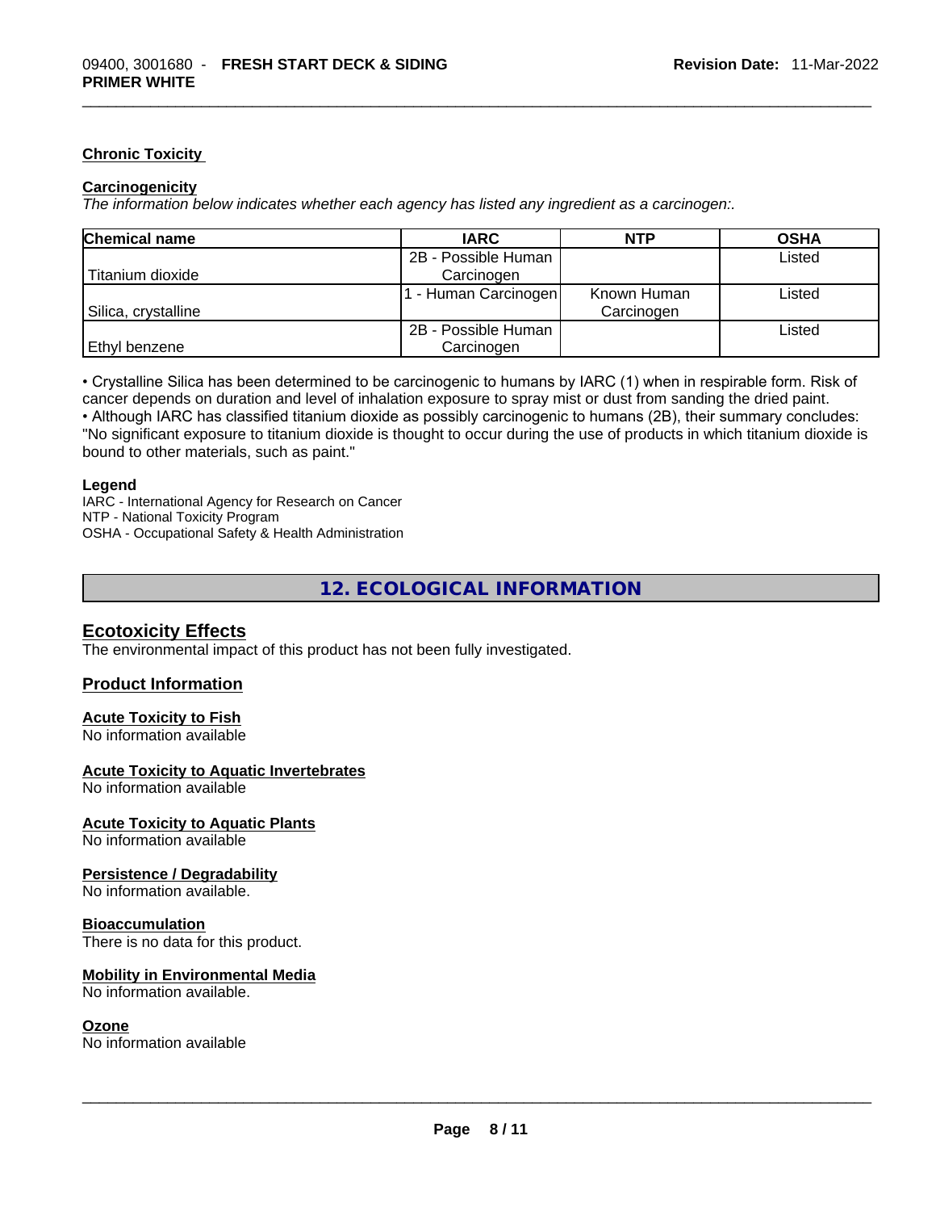### Chronic Toxicity

#### Carcinogenicity

*The information below indicates whether each agency has listed any ingredient as a carcinogen:.*

| Chemical name | IARC | NTP | OSHA |
|---|---|---|---|
| Titanium dioxide | 2B - Possible Human Carcinogen | | Listed |
| Silica, crystalline | 1 - Human Carcinogen | Known Human Carcinogen | Listed |
| Ethyl benzene | 2B - Possible Human Carcinogen | | Listed |

• Crystalline Silica has been determined to be carcinogenic to humans by IARC (1) when in respirable form. Risk of cancer depends on duration and level of inhalation exposure to spray mist or dust from sanding the dried paint.
• Although IARC has classified titanium dioxide as possibly carcinogenic to humans (2B), their summary concludes: "No significant exposure to titanium dioxide is thought to occur during the use of products in which titanium dioxide is bound to other materials, such as paint."

**Legend**
IARC - International Agency for Research on Cancer
NTP - National Toxicity Program
OSHA - Occupational Safety & Health Administration

## 12. ECOLOGICAL INFORMATION

### Ecotoxicity Effects

The environmental impact of this product has not been fully investigated.

### Product Information

#### Acute Toxicity to Fish

No information available

#### Acute Toxicity to Aquatic Invertebrates

No information available

#### Acute Toxicity to Aquatic Plants

No information available

#### Persistence / Degradability

No information available.

#### Bioaccumulation

There is no data for this product.

#### Mobility in Environmental Media

No information available.

#### Ozone

No information available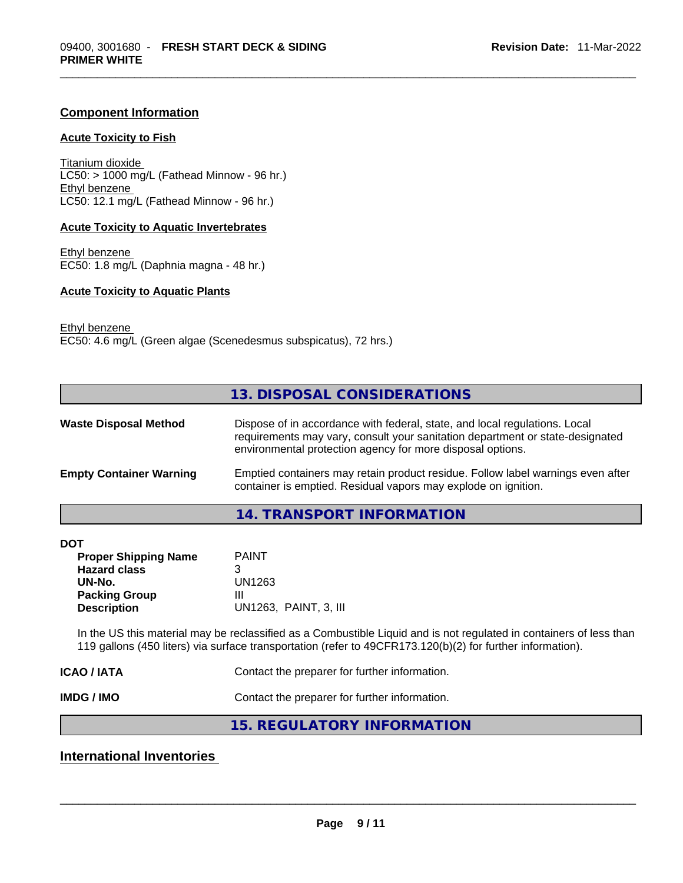### Component Information

#### Acute Toxicity to Fish

Titanium dioxide
LC50: > 1000 mg/L (Fathead Minnow - 96 hr.)
Ethyl benzene
LC50: 12.1 mg/L (Fathead Minnow - 96 hr.)

#### Acute Toxicity to Aquatic Invertebrates

Ethyl benzene
EC50: 1.8 mg/L (Daphnia magna - 48 hr.)

#### Acute Toxicity to Aquatic Plants

Ethyl benzene
EC50: 4.6 mg/L (Green algae (Scenedesmus subspicatus), 72 hrs.)

## 13. DISPOSAL CONSIDERATIONS

**Waste Disposal Method** Dispose of in accordance with federal, state, and local regulations. Local requirements may vary, consult your sanitation department or state-designated environmental protection agency for more disposal options.

**Empty Container Warning** Emptied containers may retain product residue. Follow label warnings even after container is emptied. Residual vapors may explode on ignition.

## 14. TRANSPORT INFORMATION

**DOT**

| | |
|---|---|
| **Proper Shipping Name** | PAINT |
| **Hazard class** | 3 |
| **UN-No.** | UN1263 |
| **Packing Group** | III |
| **Description** | UN1263, PAINT, 3, III |

In the US this material may be reclassified as a Combustible Liquid and is not regulated in containers of less than 119 gallons (450 liters) via surface transportation (refer to 49CFR173.120(b)(2) for further information).

**ICAO / IATA** Contact the preparer for further information.

**IMDG / IMO** Contact the preparer for further information.

## 15. REGULATORY INFORMATION

### International Inventories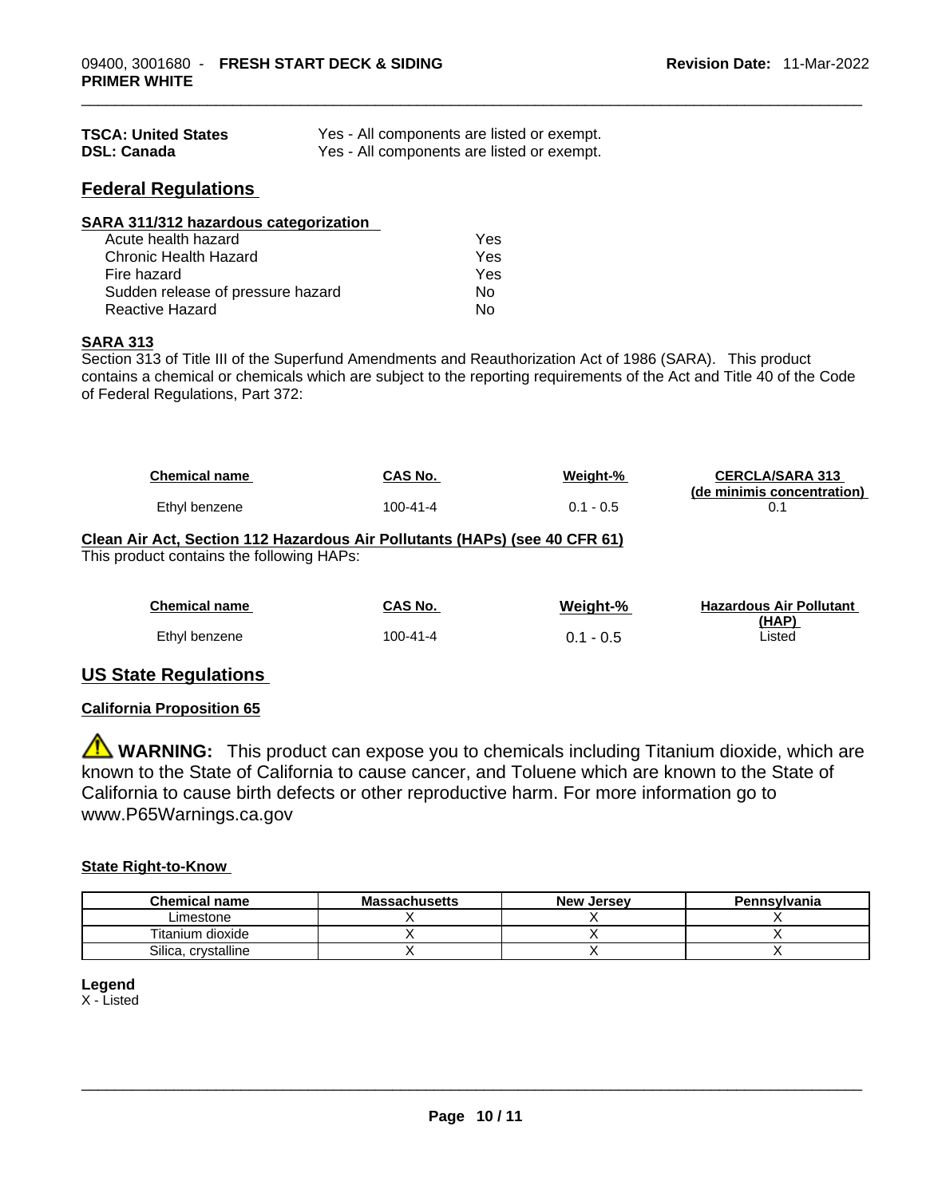| | |
|---|---|
| **TSCA: United States** | Yes - All components are listed or exempt. |
| **DSL: Canada** | Yes - All components are listed or exempt. |

## Federal Regulations

**SARA 311/312 hazardous categorization**

| | |
|---|---|
| Acute health hazard | Yes |
| Chronic Health Hazard | Yes |
| Fire hazard | Yes |
| Sudden release of pressure hazard | No |
| Reactive Hazard | No |

**SARA 313**

Section 313 of Title III of the Superfund Amendments and Reauthorization Act of 1986 (SARA). This product contains a chemical or chemicals which are subject to the reporting requirements of the Act and Title 40 of the Code of Federal Regulations, Part 372:

| Chemical name | CAS No. | Weight-% | CERCLA/SARA 313 (de minimis concentration) |
|---|---|---|---|
| Ethyl benzene | 100-41-4 | 0.1 - 0.5 | 0.1 |

**Clean Air Act, Section 112 Hazardous Air Pollutants (HAPs) (see 40 CFR 61)**

This product contains the following HAPs:

| Chemical name | CAS No. | Weight-% | Hazardous Air Pollutant (HAP) |
|---|---|---|---|
| Ethyl benzene | 100-41-4 | 0.1 - 0.5 | Listed |

## US State Regulations

**California Proposition 65**

⚠ **WARNING:** This product can expose you to chemicals including Titanium dioxide, which are known to the State of California to cause cancer, and Toluene which are known to the State of California to cause birth defects or other reproductive harm. For more information go to www.P65Warnings.ca.gov

**State Right-to-Know**

| Chemical name | Massachusetts | New Jersey | Pennsylvania |
|---|---|---|---|
| Limestone | X | X | X |
| Titanium dioxide | X | X | X |
| Silica, crystalline | X | X | X |

**Legend**

X - Listed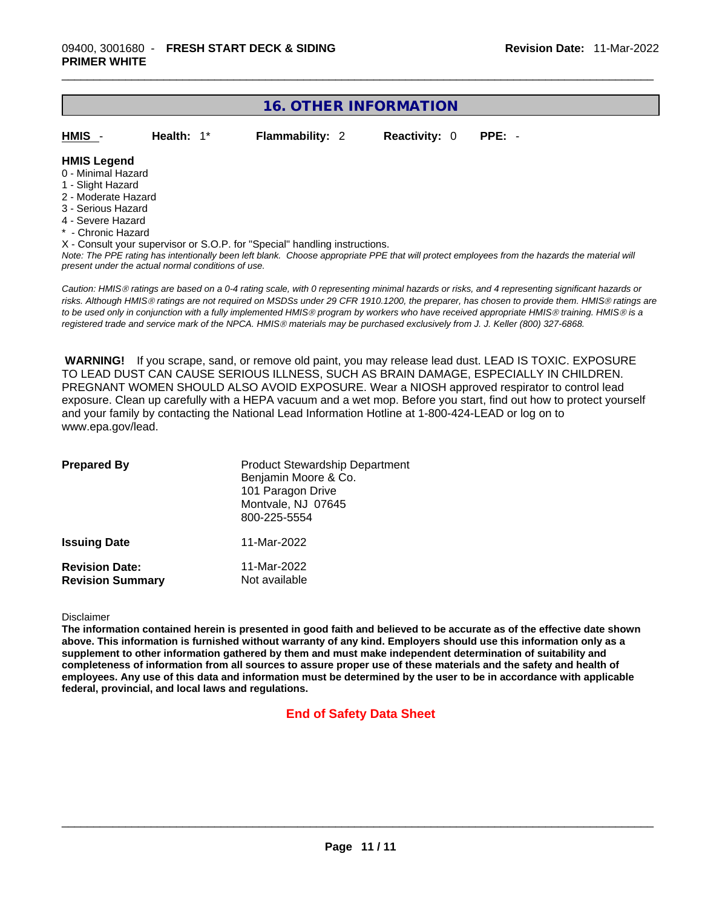## 16. OTHER INFORMATION

| HMIS - | Health: 1* | Flammability: 2 | Reactivity: 0 | PPE: - |
|---|---|---|---|---|

**HMIS Legend**

0 - Minimal Hazard
1 - Slight Hazard
2 - Moderate Hazard
3 - Serious Hazard
4 - Severe Hazard
* - Chronic Hazard
X - Consult your supervisor or S.O.P. for "Special" handling instructions.

*Note: The PPE rating has intentionally been left blank. Choose appropriate PPE that will protect employees from the hazards the material will present under the actual normal conditions of use.*

*Caution: HMIS® ratings are based on a 0-4 rating scale, with 0 representing minimal hazards or risks, and 4 representing significant hazards or risks. Although HMIS® ratings are not required on MSDSs under 29 CFR 1910.1200, the preparer, has chosen to provide them. HMIS® ratings are to be used only in conjunction with a fully implemented HMIS® program by workers who have received appropriate HMIS® training. HMIS® is a registered trade and service mark of the NPCA. HMIS® materials may be purchased exclusively from J. J. Keller (800) 327-6868.*

**WARNING!** If you scrape, sand, or remove old paint, you may release lead dust. LEAD IS TOXIC. EXPOSURE TO LEAD DUST CAN CAUSE SERIOUS ILLNESS, SUCH AS BRAIN DAMAGE, ESPECIALLY IN CHILDREN. PREGNANT WOMEN SHOULD ALSO AVOID EXPOSURE. Wear a NIOSH approved respirator to control lead exposure. Clean up carefully with a HEPA vacuum and a wet mop. Before you start, find out how to protect yourself and your family by contacting the National Lead Information Hotline at 1-800-424-LEAD or log on to www.epa.gov/lead.

| | |
|---|---|
| **Prepared By** | Product Stewardship Department<br>Benjamin Moore & Co.<br>101 Paragon Drive<br>Montvale, NJ 07645<br>800-225-5554 |
| **Issuing Date** | 11-Mar-2022 |
| **Revision Date:** | 11-Mar-2022 |
| **Revision Summary** | Not available |

Disclaimer

**The information contained herein is presented in good faith and believed to be accurate as of the effective date shown above. This information is furnished without warranty of any kind. Employers should use this information only as a supplement to other information gathered by them and must make independent determination of suitability and completeness of information from all sources to assure proper use of these materials and the safety and health of employees. Any use of this data and information must be determined by the user to be in accordance with applicable federal, provincial, and local laws and regulations.**

**End of Safety Data Sheet**